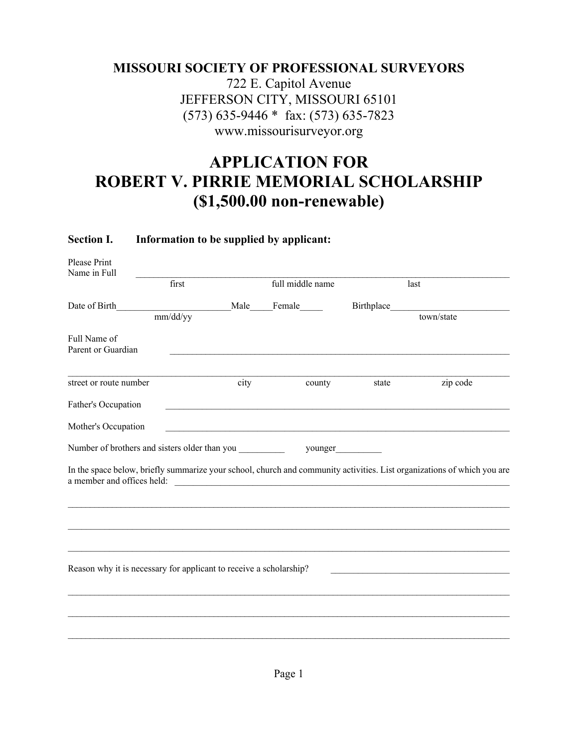**MISSOURI SOCIETY OF PROFESSIONAL SURVEYORS**

722 E. Capitol Avenue
JEFFERSON CITY, MISSOURI 65101
(573) 635-9446 * fax: (573) 635-7823
www.missourisurveyor.org

# APPLICATION FOR ROBERT V. PIRRIE MEMORIAL SCHOLARSHIP ($1,500.00 non-renewable)

**Section I. Information to be supplied by applicant:**

Please Print Name in Full ____________________________________________________________
first full middle name last

Date of Birth________________________ Male_____ Female_____ Birthplace__________________________
mm/dd/yy town/state

Full Name of Parent or Guardian ____________________________________________________________

____________________________________________________________________________________
street or route number city county state zip code

Father's Occupation ____________________________________________________________

Mother's Occupation ____________________________________________________________

Number of brothers and sisters older than you __________ younger__________

In the space below, briefly summarize your school, church and community activities. List organizations of which you are a member and offices held: ____________________________________________________________

____________________________________________________________________________________

____________________________________________________________________________________

____________________________________________________________________________________

Reason why it is necessary for applicant to receive a scholarship? ________________________________________

____________________________________________________________________________________

____________________________________________________________________________________

____________________________________________________________________________________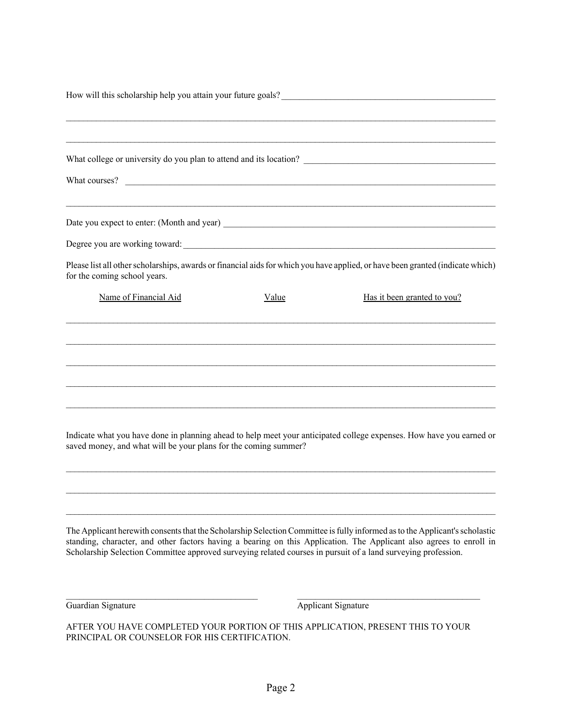How will this scholarship help you attain your future goals? ______________________________________________

___________________________________________________________________________________________

___________________________________________________________________________________________

What college or university do you plan to attend and its location? ________________________________________

What courses? ____________________________________________________________________________

___________________________________________________________________________________________

Date you expect to enter: (Month and year) _____________________________________________________

Degree you are working toward: _______________________________________________________________

Please list all other scholarships, awards or financial aids for which you have applied, or have been granted (indicate which) for the coming school years.

| Name of Financial Aid | Value | Has it been granted to you? |
|---|---|---|
| | | |
| | | |
| | | |
| | | |
| | | |

Indicate what you have done in planning ahead to help meet your anticipated college expenses. How have you earned or saved money, and what will be your plans for the coming summer?

___________________________________________________________________________________________

___________________________________________________________________________________________

___________________________________________________________________________________________

The Applicant herewith consents that the Scholarship Selection Committee is fully informed as to the Applicant's scholastic standing, character, and other factors having a bearing on this Application. The Applicant also agrees to enroll in Scholarship Selection Committee approved surveying related courses in pursuit of a land surveying profession.

______________________________________ ______________________________________

Guardian Signature Applicant Signature

AFTER YOU HAVE COMPLETED YOUR PORTION OF THIS APPLICATION, PRESENT THIS TO YOUR PRINCIPAL OR COUNSELOR FOR HIS CERTIFICATION.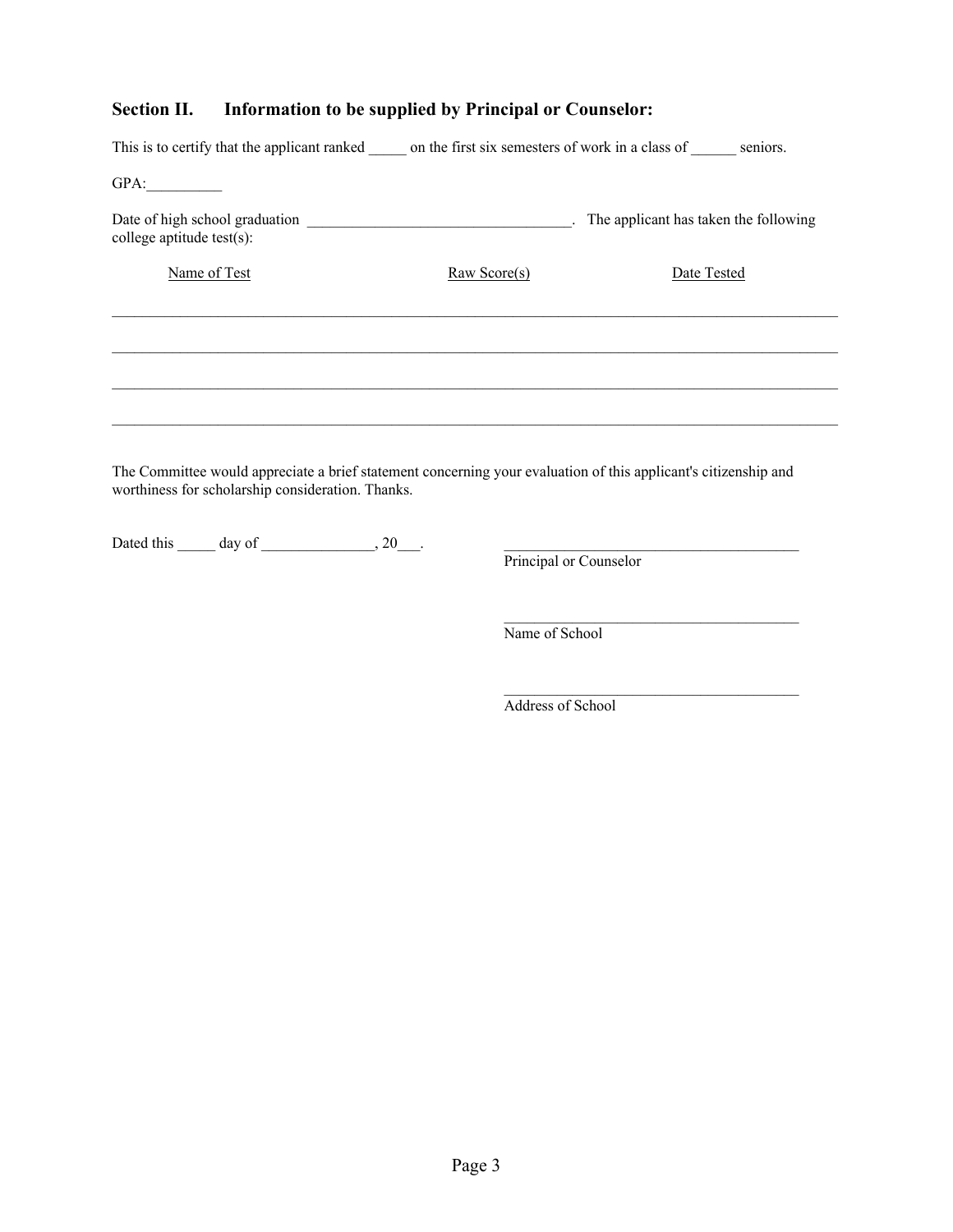## Section II. Information to be supplied by Principal or Counselor:

This is to certify that the applicant ranked _____ on the first six semesters of work in a class of ______ seniors.

GPA:__________

Date of high school graduation ___________________________________. The applicant has taken the following college aptitude test(s):

| Name of Test | Raw Score(s) | Date Tested |
| --- | --- | --- |
| | | |
| | | |
| | | |
| | | |

The Committee would appreciate a brief statement concerning your evaluation of this applicant's citizenship and worthiness for scholarship consideration. Thanks.

Dated this _____ day of _______________, 20___.

_______________________________________
Principal or Counselor

_______________________________________
Name of School

_______________________________________
Address of School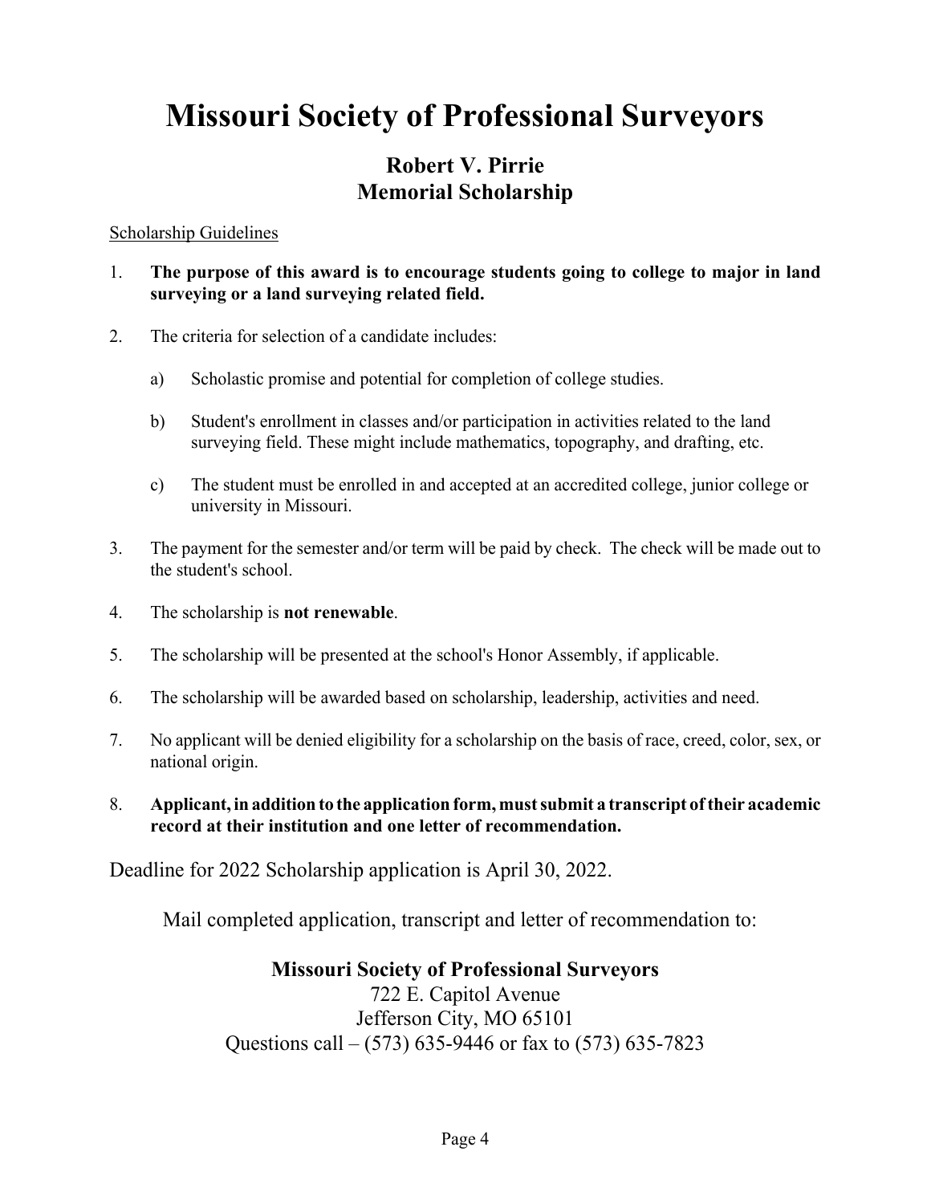# Missouri Society of Professional Surveyors

## Robert V. Pirrie
## Memorial Scholarship

Scholarship Guidelines

1. **The purpose of this award is to encourage students going to college to major in land surveying or a land surveying related field.**

2. The criteria for selection of a candidate includes:

   a) Scholastic promise and potential for completion of college studies.

   b) Student's enrollment in classes and/or participation in activities related to the land surveying field. These might include mathematics, topography, and drafting, etc.

   c) The student must be enrolled in and accepted at an accredited college, junior college or university in Missouri.

3. The payment for the semester and/or term will be paid by check. The check will be made out to the student's school.

4. The scholarship is **not renewable**.

5. The scholarship will be presented at the school's Honor Assembly, if applicable.

6. The scholarship will be awarded based on scholarship, leadership, activities and need.

7. No applicant will be denied eligibility for a scholarship on the basis of race, creed, color, sex, or national origin.

8. **Applicant, in addition to the application form, must submit a transcript of their academic record at their institution and one letter of recommendation.**

Deadline for 2022 Scholarship application is April 30, 2022.

Mail completed application, transcript and letter of recommendation to:

**Missouri Society of Professional Surveyors**
722 E. Capitol Avenue
Jefferson City, MO 65101
Questions call – (573) 635-9446 or fax to (573) 635-7823